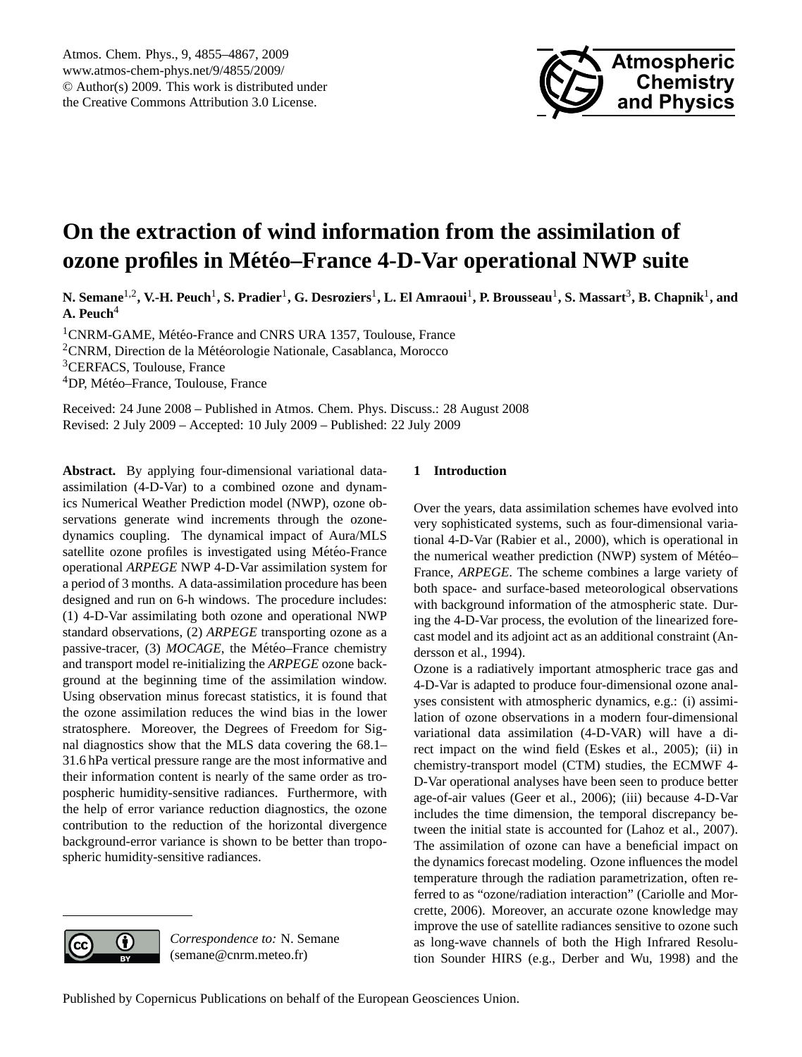# On the extraction of wind information from the assimilation of ozone profiles in Météo–France 4-D-Var operational NWP suite

**N. Semane[1,2], V.-H. Peuch[1], S. Pradier[1], G. Desroziers[1], L. El Amraoui[1], P. Brousseau[1], S. Massart[3], B. Chapnik[1], and A. Peuch[4]**

[1]CNRM-GAME, Météo-France and CNRS URA 1357, Toulouse, France
[2]CNRM, Direction de la Météorologie Nationale, Casablanca, Morocco
[3]CERFACS, Toulouse, France
[4]DP, Météo–France, Toulouse, France

Received: 24 June 2008 – Published in Atmos. Chem. Phys. Discuss.: 28 August 2008
Revised: 2 July 2009 – Accepted: 10 July 2009 – Published: 22 July 2009

**Abstract.** By applying four-dimensional variational data-assimilation (4-D-Var) to a combined ozone and dynamics Numerical Weather Prediction model (NWP), ozone observations generate wind increments through the ozone-dynamics coupling. The dynamical impact of Aura/MLS satellite ozone profiles is investigated using Météo-France operational *ARPEGE* NWP 4-D-Var assimilation system for a period of 3 months. A data-assimilation procedure has been designed and run on 6-h windows. The procedure includes: (1) 4-D-Var assimilating both ozone and operational NWP standard observations, (2) *ARPEGE* transporting ozone as a passive-tracer, (3) *MOCAGE*, the Météo–France chemistry and transport model re-initializing the *ARPEGE* ozone background at the beginning time of the assimilation window. Using observation minus forecast statistics, it is found that the ozone assimilation reduces the wind bias in the lower stratosphere. Moreover, the Degrees of Freedom for Signal diagnostics show that the MLS data covering the 68.1–31.6 hPa vertical pressure range are the most informative and their information content is nearly of the same order as tropospheric humidity-sensitive radiances. Furthermore, with the help of error variance reduction diagnostics, the ozone contribution to the reduction of the horizontal divergence background-error variance is shown to be better than tropospheric humidity-sensitive radiances.

*Correspondence to:* N. Semane
(semane@cnrm.meteo.fr)

## 1 Introduction

Over the years, data assimilation schemes have evolved into very sophisticated systems, such as four-dimensional variational 4-D-Var (Rabier et al., 2000), which is operational in the numerical weather prediction (NWP) system of Météo–France, *ARPEGE*. The scheme combines a large variety of both space- and surface-based meteorological observations with background information of the atmospheric state. During the 4-D-Var process, the evolution of the linearized forecast model and its adjoint act as an additional constraint (Andersson et al., 1994).

Ozone is a radiatively important atmospheric trace gas and 4-D-Var is adapted to produce four-dimensional ozone analyses consistent with atmospheric dynamics, e.g.: (i) assimilation of ozone observations in a modern four-dimensional variational data assimilation (4-D-VAR) will have a direct impact on the wind field (Eskes et al., 2005); (ii) in chemistry-transport model (CTM) studies, the ECMWF 4-D-Var operational analyses have been seen to produce better age-of-air values (Geer et al., 2006); (iii) because 4-D-Var includes the time dimension, the temporal discrepancy between the initial state is accounted for (Lahoz et al., 2007). The assimilation of ozone can have a beneficial impact on the dynamics forecast modeling. Ozone influences the model temperature through the radiation parametrization, often referred to as "ozone/radiation interaction" (Cariolle and Morcrette, 2006). Moreover, an accurate ozone knowledge may improve the use of satellite radiances sensitive to ozone such as long-wave channels of both the High Infrared Resolution Sounder HIRS (e.g., Derber and Wu, 1998) and the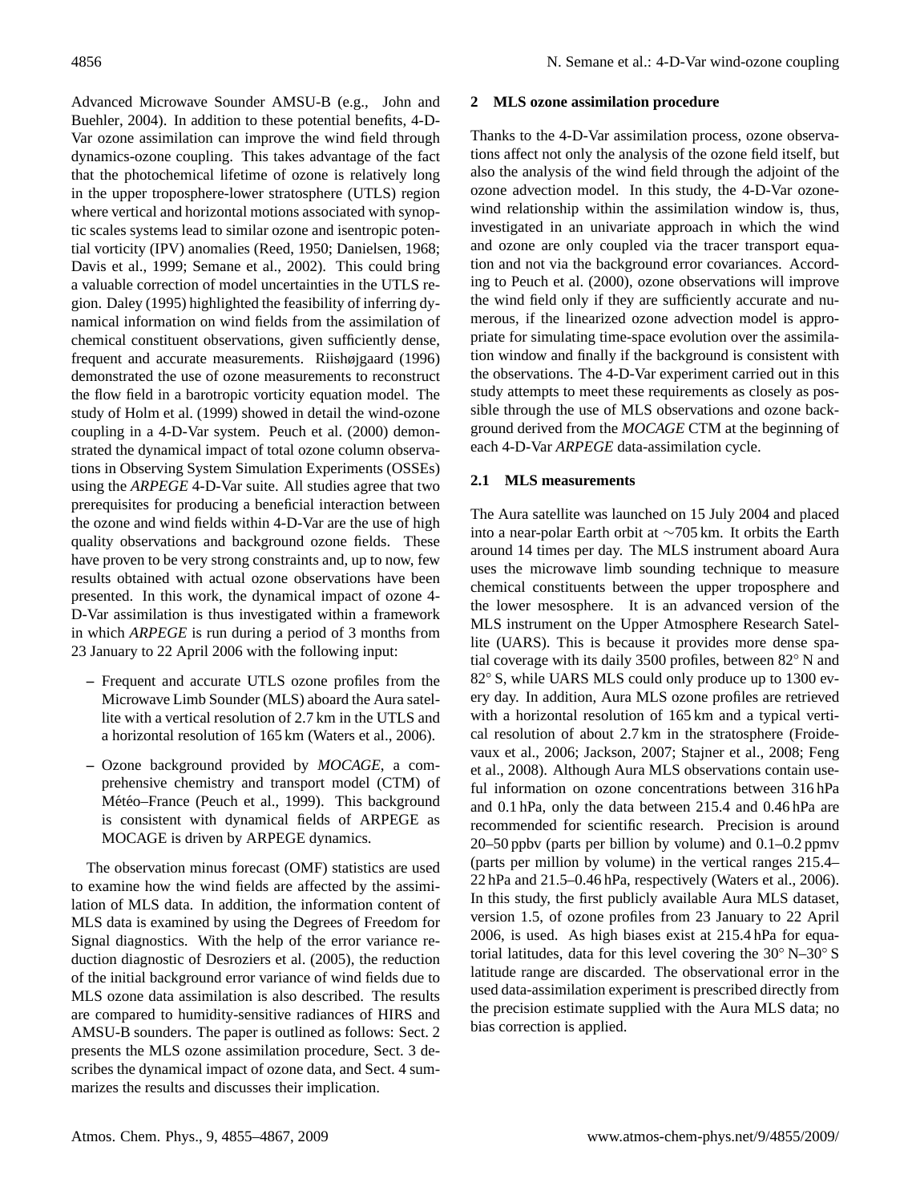Advanced Microwave Sounder AMSU-B (e.g., John and Buehler, 2004). In addition to these potential benefits, 4-D-Var ozone assimilation can improve the wind field through dynamics-ozone coupling. This takes advantage of the fact that the photochemical lifetime of ozone is relatively long in the upper troposphere-lower stratosphere (UTLS) region where vertical and horizontal motions associated with synoptic scales systems lead to similar ozone and isentropic potential vorticity (IPV) anomalies (Reed, 1950; Danielsen, 1968; Davis et al., 1999; Semane et al., 2002). This could bring a valuable correction of model uncertainties in the UTLS region. Daley (1995) highlighted the feasibility of inferring dynamical information on wind fields from the assimilation of chemical constituent observations, given sufficiently dense, frequent and accurate measurements. Riishøjgaard (1996) demonstrated the use of ozone measurements to reconstruct the flow field in a barotropic vorticity equation model. The study of Holm et al. (1999) showed in detail the wind-ozone coupling in a 4-D-Var system. Peuch et al. (2000) demonstrated the dynamical impact of total ozone column observations in Observing System Simulation Experiments (OSSEs) using the *ARPEGE* 4-D-Var suite. All studies agree that two prerequisites for producing a beneficial interaction between the ozone and wind fields within 4-D-Var are the use of high quality observations and background ozone fields. These have proven to be very strong constraints and, up to now, few results obtained with actual ozone observations have been presented. In this work, the dynamical impact of ozone 4-D-Var assimilation is thus investigated within a framework in which *ARPEGE* is run during a period of 3 months from 23 January to 22 April 2006 with the following input:

- Frequent and accurate UTLS ozone profiles from the Microwave Limb Sounder (MLS) aboard the Aura satellite with a vertical resolution of 2.7 km in the UTLS and a horizontal resolution of 165 km (Waters et al., 2006).
- Ozone background provided by *MOCAGE*, a comprehensive chemistry and transport model (CTM) of Météo–France (Peuch et al., 1999). This background is consistent with dynamical fields of ARPEGE as MOCAGE is driven by ARPEGE dynamics.

The observation minus forecast (OMF) statistics are used to examine how the wind fields are affected by the assimilation of MLS data. In addition, the information content of MLS data is examined by using the Degrees of Freedom for Signal diagnostics. With the help of the error variance reduction diagnostic of Desroziers et al. (2005), the reduction of the initial background error variance of wind fields due to MLS ozone data assimilation is also described. The results are compared to humidity-sensitive radiances of HIRS and AMSU-B sounders. The paper is outlined as follows: Sect. 2 presents the MLS ozone assimilation procedure, Sect. 3 describes the dynamical impact of ozone data, and Sect. 4 summarizes the results and discusses their implication.

## 2 MLS ozone assimilation procedure

Thanks to the 4-D-Var assimilation process, ozone observations affect not only the analysis of the ozone field itself, but also the analysis of the wind field through the adjoint of the ozone advection model. In this study, the 4-D-Var ozone-wind relationship within the assimilation window is, thus, investigated in an univariate approach in which the wind and ozone are only coupled via the tracer transport equation and not via the background error covariances. According to Peuch et al. (2000), ozone observations will improve the wind field only if they are sufficiently accurate and numerous, if the linearized ozone advection model is appropriate for simulating time-space evolution over the assimilation window and finally if the background is consistent with the observations. The 4-D-Var experiment carried out in this study attempts to meet these requirements as closely as possible through the use of MLS observations and ozone background derived from the *MOCAGE* CTM at the beginning of each 4-D-Var *ARPEGE* data-assimilation cycle.

### 2.1 MLS measurements

The Aura satellite was launched on 15 July 2004 and placed into a near-polar Earth orbit at ∼705 km. It orbits the Earth around 14 times per day. The MLS instrument aboard Aura uses the microwave limb sounding technique to measure chemical constituents between the upper troposphere and the lower mesosphere. It is an advanced version of the MLS instrument on the Upper Atmosphere Research Satellite (UARS). This is because it provides more dense spatial coverage with its daily 3500 profiles, between 82° N and 82° S, while UARS MLS could only produce up to 1300 every day. In addition, Aura MLS ozone profiles are retrieved with a horizontal resolution of 165 km and a typical vertical resolution of about 2.7 km in the stratosphere (Froidevaux et al., 2006; Jackson, 2007; Stajner et al., 2008; Feng et al., 2008). Although Aura MLS observations contain useful information on ozone concentrations between 316 hPa and 0.1 hPa, only the data between 215.4 and 0.46 hPa are recommended for scientific research. Precision is around 20–50 ppbv (parts per billion by volume) and 0.1–0.2 ppmv (parts per million by volume) in the vertical ranges 215.4–22 hPa and 21.5–0.46 hPa, respectively (Waters et al., 2006). In this study, the first publicly available Aura MLS dataset, version 1.5, of ozone profiles from 23 January to 22 April 2006, is used. As high biases exist at 215.4 hPa for equatorial latitudes, data for this level covering the 30° N–30° S latitude range are discarded. The observational error in the used data-assimilation experiment is prescribed directly from the precision estimate supplied with the Aura MLS data; no bias correction is applied.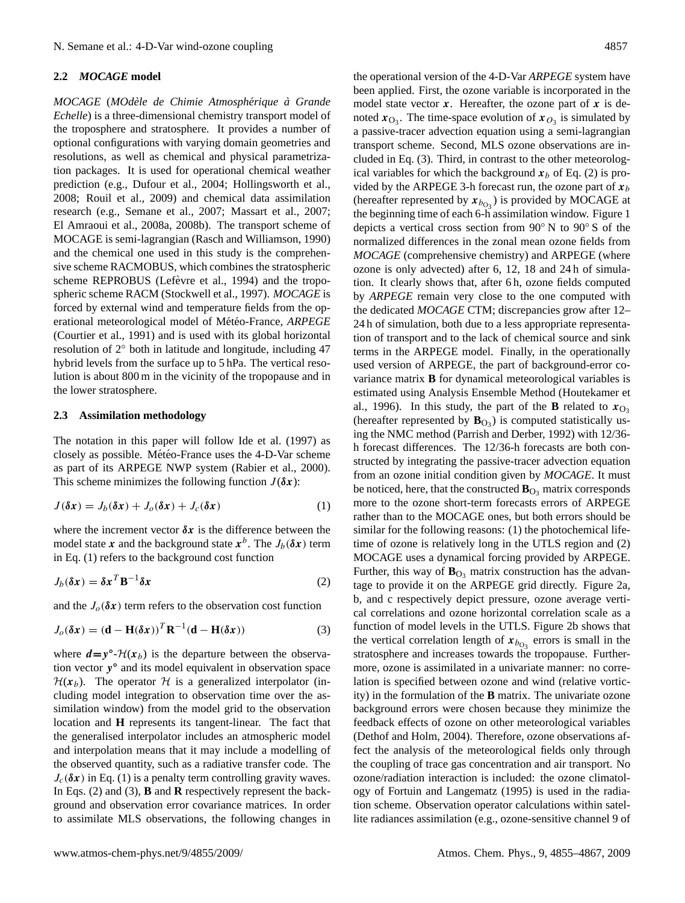### 2.2 *MOCAGE* model

*MOCAGE* (*MOdèle de Chimie Atmosphérique à Grande Echelle*) is a three-dimensional chemistry transport model of the troposphere and stratosphere. It provides a number of optional configurations with varying domain geometries and resolutions, as well as chemical and physical parametrization packages. It is used for operational chemical weather prediction (e.g., Dufour et al., 2004; Hollingsworth et al., 2008; Rouil et al., 2009) and chemical data assimilation research (e.g., Semane et al., 2007; Massart et al., 2007; El Amraoui et al., 2008a, 2008b). The transport scheme of MOCAGE is semi-lagrangian (Rasch and Williamson, 1990) and the chemical one used in this study is the comprehensive scheme RACMOBUS, which combines the stratospheric scheme REPROBUS (Lefèvre et al., 1994) and the tropospheric scheme RACM (Stockwell et al., 1997). *MOCAGE* is forced by external wind and temperature fields from the operational meteorological model of Météo-France, *ARPEGE* (Courtier et al., 1991) and is used with its global horizontal resolution of 2° both in latitude and longitude, including 47 hybrid levels from the surface up to 5 hPa. The vertical resolution is about 800 m in the vicinity of the tropopause and in the lower stratosphere.

### 2.3 Assimilation methodology

The notation in this paper will follow Ide et al. (1997) as closely as possible. Météo-France uses the 4-D-Var scheme as part of its ARPEGE NWP system (Rabier et al., 2000). This scheme minimizes the following function $J(\boldsymbol{\delta x})$:

$$J(\boldsymbol{\delta x}) = J_b(\boldsymbol{\delta x}) + J_o(\boldsymbol{\delta x}) + J_c(\boldsymbol{\delta x}) \tag{1}$$

where the increment vector $\boldsymbol{\delta x}$ is the difference between the model state $\boldsymbol{x}$ and the background state $\boldsymbol{x}^b$. The $J_b(\boldsymbol{\delta x})$ term in Eq. (1) refers to the background cost function

$$J_b(\boldsymbol{\delta x}) = \boldsymbol{\delta x}^T \mathbf{B}^{-1} \boldsymbol{\delta x} \tag{2}$$

and the $J_o(\boldsymbol{\delta x})$ term refers to the observation cost function

$$J_o(\boldsymbol{\delta x}) = (\mathbf{d} - \mathbf{H}(\boldsymbol{\delta x}))^T \mathbf{R}^{-1} (\mathbf{d} - \mathbf{H}(\boldsymbol{\delta x})) \tag{3}$$

where $\boldsymbol{d}=\boldsymbol{y}^{\circ}\text{-}\mathcal{H}(\boldsymbol{x}_b)$ is the departure between the observation vector $\boldsymbol{y}^{\circ}$ and its model equivalent in observation space $\mathcal{H}(\boldsymbol{x}_b)$. The operator $\mathcal{H}$ is a generalized interpolator (including model integration to observation time over the assimilation window) from the model grid to the observation location and $\mathbf{H}$ represents its tangent-linear. The fact that the generalised interpolator includes an atmospheric model and interpolation means that it may include a modelling of the observed quantity, such as a radiative transfer code. The $J_c(\boldsymbol{\delta x})$ in Eq. (1) is a penalty term controlling gravity waves. In Eqs. (2) and (3), $\mathbf{B}$ and $\mathbf{R}$ respectively represent the background and observation error covariance matrices. In order to assimilate MLS observations, the following changes in the operational version of the 4-D-Var *ARPEGE* system have been applied. First, the ozone variable is incorporated in the model state vector $\boldsymbol{x}$. Hereafter, the ozone part of $\boldsymbol{x}$ is denoted $\boldsymbol{x}_{O_3}$. The time-space evolution of $\boldsymbol{x}_{O_3}$ is simulated by a passive-tracer advection equation using a semi-lagrangian transport scheme. Second, MLS ozone observations are included in Eq. (3). Third, in contrast to the other meteorological variables for which the background $\boldsymbol{x}_b$ of Eq. (2) is provided by the ARPEGE 3-h forecast run, the ozone part of $\boldsymbol{x}_b$ (hereafter represented by $\boldsymbol{x}_{b_{O_3}}$) is provided by MOCAGE at the beginning time of each 6-h assimilation window. Figure 1 depicts a vertical cross section from 90° N to 90° S of the normalized differences in the zonal mean ozone fields from *MOCAGE* (comprehensive chemistry) and ARPEGE (where ozone is only advected) after 6, 12, 18 and 24 h of simulation. It clearly shows that, after 6 h, ozone fields computed by *ARPEGE* remain very close to the one computed with the dedicated *MOCAGE* CTM; discrepancies grow after 12–24 h of simulation, both due to a less appropriate representation of transport and to the lack of chemical source and sink terms in the ARPEGE model. Finally, in the operationally used version of ARPEGE, the part of background-error covariance matrix $\mathbf{B}$ for dynamical meteorological variables is estimated using Analysis Ensemble Method (Houtekamer et al., 1996). In this study, the part of the $\mathbf{B}$ related to $\boldsymbol{x}_{O_3}$ (hereafter represented by $\mathbf{B}_{O_3}$) is computed statistically using the NMC method (Parrish and Derber, 1992) with 12/36-h forecast differences. The 12/36-h forecasts are both constructed by integrating the passive-tracer advection equation from an ozone initial condition given by *MOCAGE*. It must be noticed, here, that the constructed $\mathbf{B}_{O_3}$ matrix corresponds more to the ozone short-term forecasts errors of ARPEGE rather than to the MOCAGE ones, but both errors should be similar for the following reasons: (1) the photochemical lifetime of ozone is relatively long in the UTLS region and (2) MOCAGE uses a dynamical forcing provided by ARPEGE. Further, this way of $\mathbf{B}_{O_3}$ matrix construction has the advantage to provide it on the ARPEGE grid directly. Figure 2a, b, and c respectively depict pressure, ozone average vertical correlations and ozone horizontal correlation scale as a function of model levels in the UTLS. Figure 2b shows that the vertical correlation length of $\boldsymbol{x}_{b_{O_3}}$ errors is small in the stratosphere and increases towards the tropopause. Furthermore, ozone is assimilated in a univariate manner: no correlation is specified between ozone and wind (relative vorticity) in the formulation of the $\mathbf{B}$ matrix. The univariate ozone background errors were chosen because they minimize the feedback effects of ozone on other meteorological variables (Dethof and Holm, 2004). Therefore, ozone observations affect the analysis of the meteorological fields only through the coupling of trace gas concentration and air transport. No ozone/radiation interaction is included: the ozone climatology of Fortuin and Langematz (1995) is used in the radiation scheme. Observation operator calculations within satellite radiances assimilation (e.g., ozone-sensitive channel 9 of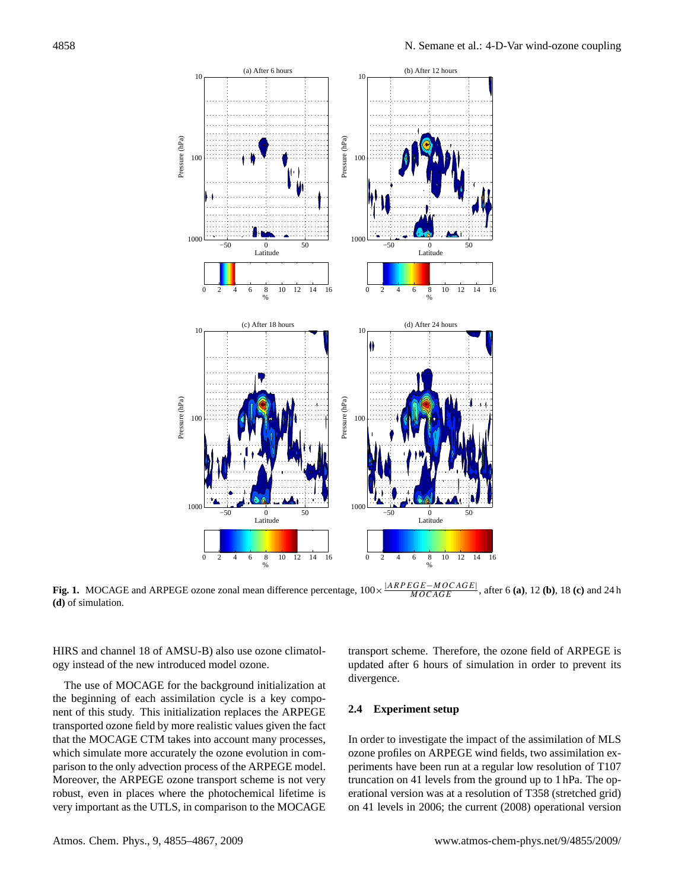**Fig. 1.** MOCAGE and ARPEGE ozone zonal mean difference percentage, $100\times\frac{|ARPEGE-MOCAGE|}{MOCAGE}$, after 6 **(a)**, 12 **(b)**, 18 **(c)** and 24 h **(d)** of simulation.

HIRS and channel 18 of AMSU-B) also use ozone climatology instead of the new introduced model ozone.

The use of MOCAGE for the background initialization at the beginning of each assimilation cycle is a key component of this study. This initialization replaces the ARPEGE transported ozone field by more realistic values given the fact that the MOCAGE CTM takes into account many processes, which simulate more accurately the ozone evolution in comparison to the only advection process of the ARPEGE model. Moreover, the ARPEGE ozone transport scheme is not very robust, even in places where the photochemical lifetime is very important as the UTLS, in comparison to the MOCAGE transport scheme. Therefore, the ozone field of ARPEGE is updated after 6 hours of simulation in order to prevent its divergence.

### 2.4 Experiment setup

In order to investigate the impact of the assimilation of MLS ozone profiles on ARPEGE wind fields, two assimilation experiments have been run at a regular low resolution of T107 truncation on 41 levels from the ground up to 1 hPa. The operational version was at a resolution of T358 (stretched grid) on 41 levels in 2006; the current (2008) operational version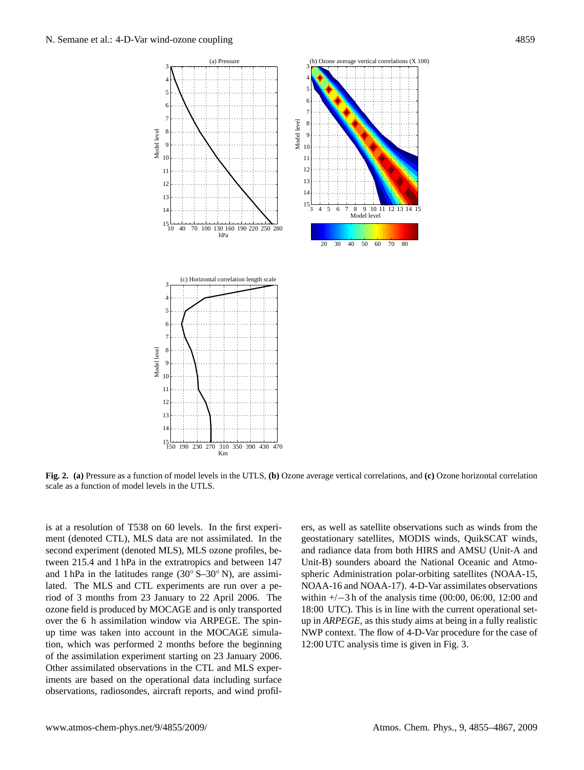**Fig. 2. (a)** Pressure as a function of model levels in the UTLS, **(b)** Ozone average vertical correlations, and **(c)** Ozone horizontal correlation scale as a function of model levels in the UTLS.

is at a resolution of T538 on 60 levels. In the first experiment (denoted CTL), MLS data are not assimilated. In the second experiment (denoted MLS), MLS ozone profiles, between 215.4 and 1 hPa in the extratropics and between 147 and 1 hPa in the latitudes range (30° S–30° N), are assimilated. The MLS and CTL experiments are run over a period of 3 months from 23 January to 22 April 2006. The ozone field is produced by MOCAGE and is only transported over the 6 h assimilation window via ARPEGE. The spin-up time was taken into account in the MOCAGE simulation, which was performed 2 months before the beginning of the assimilation experiment starting on 23 January 2006. Other assimilated observations in the CTL and MLS experiments are based on the operational data including surface observations, radiosondes, aircraft reports, and wind profilers, as well as satellite observations such as winds from the geostationary satellites, MODIS winds, QuikSCAT winds, and radiance data from both HIRS and AMSU (Unit-A and Unit-B) sounders aboard the National Oceanic and Atmospheric Administration polar-orbiting satellites (NOAA-15, NOAA-16 and NOAA-17). 4-D-Var assimilates observations within +/−3 h of the analysis time (00:00, 06:00, 12:00 and 18:00 UTC). This is in line with the current operational set-up in *ARPEGE*, as this study aims at being in a fully realistic NWP context. The flow of 4-D-Var procedure for the case of 12:00 UTC analysis time is given in Fig. 3.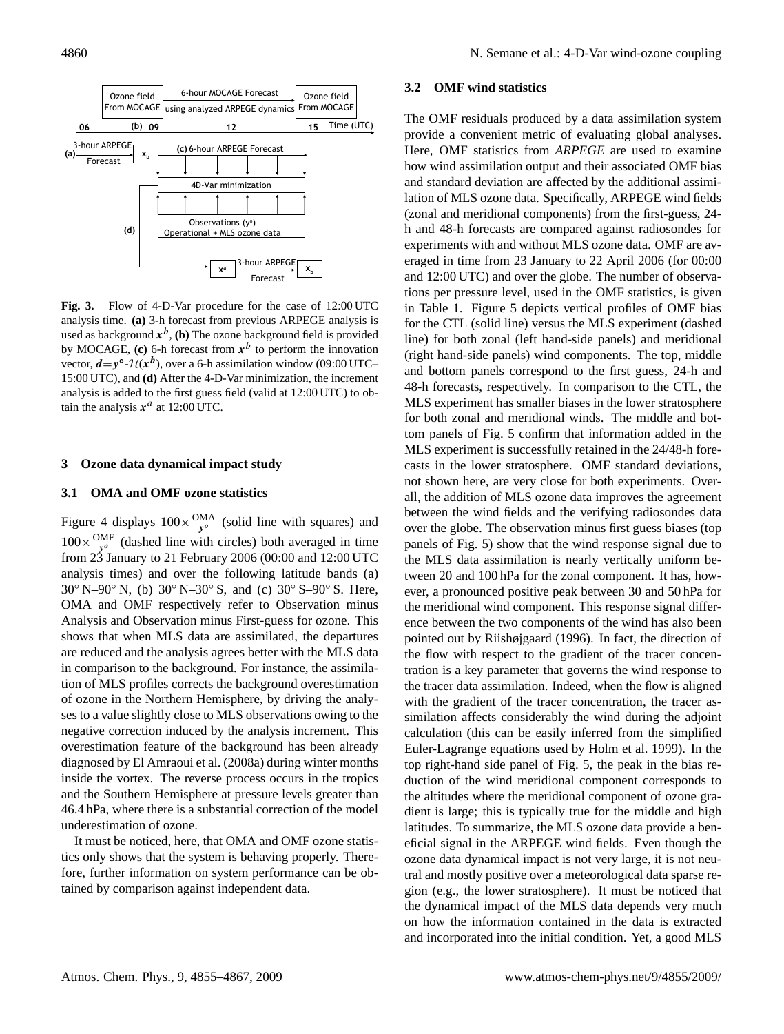Fig. 3. Flow of 4-D-Var procedure for the case of 12:00 UTC analysis time. **(a)** 3-h forecast from previous ARPEGE analysis is used as background $\boldsymbol{x}^b$, **(b)** The ozone background field is provided by MOCAGE, **(c)** 6-h forecast from $\boldsymbol{x}^b$ to perform the innovation vector, $\boldsymbol{d}=\boldsymbol{y}^o\text{-}\mathcal{H}(\boldsymbol{x}^b)$, over a 6-h assimilation window (09:00 UTC–15:00 UTC), and **(d)** After the 4-D-Var minimization, the increment analysis is added to the first guess field (valid at 12:00 UTC) to obtain the analysis $\boldsymbol{x}^a$ at 12:00 UTC.

## 3 Ozone data dynamical impact study

### 3.1 OMA and OMF ozone statistics

Figure 4 displays $100\times\frac{\text{OMA}}{y^o}$ (solid line with squares) and $100\times\frac{\text{OMF}}{y^o}$ (dashed line with circles) both averaged in time from 23 January to 21 February 2006 (00:00 and 12:00 UTC analysis times) and over the following latitude bands (a) 30° N–90° N, (b) 30° N–30° S, and (c) 30° S–90° S. Here, OMA and OMF respectively refer to Observation minus Analysis and Observation minus First-guess for ozone. This shows that when MLS data are assimilated, the departures are reduced and the analysis agrees better with the MLS data in comparison to the background. For instance, the assimilation of MLS profiles corrects the background overestimation of ozone in the Northern Hemisphere, by driving the analyses to a value slightly close to MLS observations owing to the negative correction induced by the analysis increment. This overestimation feature of the background has been already diagnosed by El Amraoui et al. (2008a) during winter months inside the vortex. The reverse process occurs in the tropics and the Southern Hemisphere at pressure levels greater than 46.4 hPa, where there is a substantial correction of the model underestimation of ozone.

It must be noticed, here, that OMA and OMF ozone statistics only shows that the system is behaving properly. Therefore, further information on system performance can be obtained by comparison against independent data.

### 3.2 OMF wind statistics

The OMF residuals produced by a data assimilation system provide a convenient metric of evaluating global analyses. Here, OMF statistics from *ARPEGE* are used to examine how wind assimilation output and their associated OMF bias and standard deviation are affected by the additional assimilation of MLS ozone data. Specifically, ARPEGE wind fields (zonal and meridional components) from the first-guess, 24-h and 48-h forecasts are compared against radiosondes for experiments with and without MLS ozone data. OMF are averaged in time from 23 January to 22 April 2006 (for 00:00 and 12:00 UTC) and over the globe. The number of observations per pressure level, used in the OMF statistics, is given in Table 1. Figure 5 depicts vertical profiles of OMF bias for the CTL (solid line) versus the MLS experiment (dashed line) for both zonal (left hand-side panels) and meridional (right hand-side panels) wind components. The top, middle and bottom panels correspond to the first guess, 24-h and 48-h forecasts, respectively. In comparison to the CTL, the MLS experiment has smaller biases in the lower stratosphere for both zonal and meridional winds. The middle and bottom panels of Fig. 5 confirm that information added in the MLS experiment is successfully retained in the 24/48-h forecasts in the lower stratosphere. OMF standard deviations, not shown here, are very close for both experiments. Overall, the addition of MLS ozone data improves the agreement between the wind fields and the verifying radiosondes data over the globe. The observation minus first guess biases (top panels of Fig. 5) show that the wind response signal due to the MLS data assimilation is nearly vertically uniform between 20 and 100 hPa for the zonal component. It has, however, a pronounced positive peak between 30 and 50 hPa for the meridional wind component. This response signal difference between the two components of the wind has also been pointed out by Riishøjgaard (1996). In fact, the direction of the flow with respect to the gradient of the tracer concentration is a key parameter that governs the wind response to the tracer data assimilation. Indeed, when the flow is aligned with the gradient of the tracer concentration, the tracer assimilation affects considerably the wind during the adjoint calculation (this can be easily inferred from the simplified Euler-Lagrange equations used by Holm et al. 1999). In the top right-hand side panel of Fig. 5, the peak in the bias reduction of the wind meridional component corresponds to the altitudes where the meridional component of ozone gradient is large; this is typically true for the middle and high latitudes. To summarize, the MLS ozone data provide a beneficial signal in the ARPEGE wind fields. Even though the ozone data dynamical impact is not very large, it is not neutral and mostly positive over a meteorological data sparse region (e.g., the lower stratosphere). It must be noticed that the dynamical impact of the MLS data depends very much on how the information contained in the data is extracted and incorporated into the initial condition. Yet, a good MLS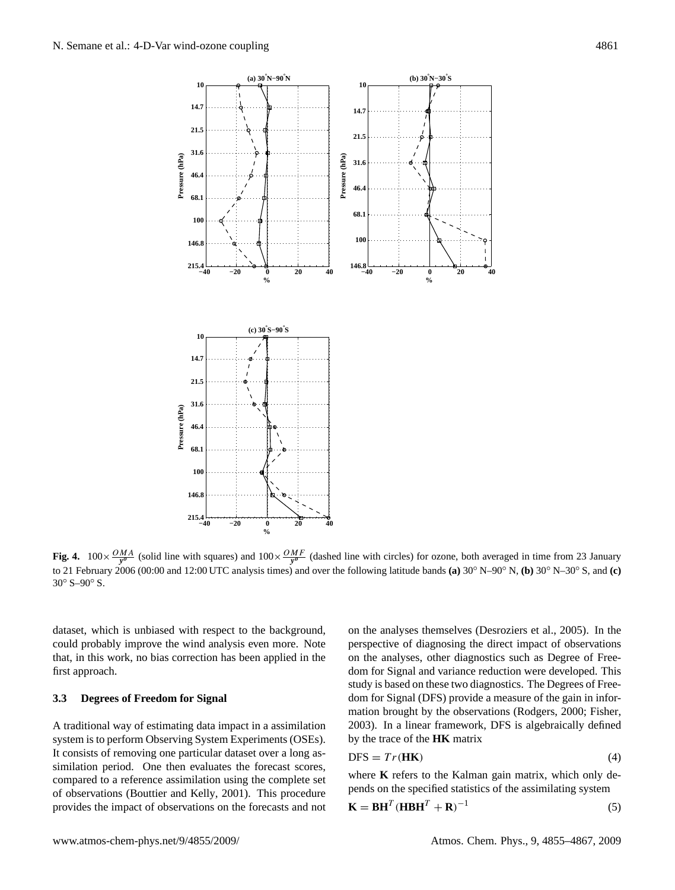**Fig. 4.** $100\times\frac{OMA}{y^o}$ (solid line with squares) and $100\times\frac{OMF}{y^o}$ (dashed line with circles) for ozone, both averaged in time from 23 January to 21 February 2006 (00:00 and 12:00 UTC analysis times) and over the following latitude bands **(a)** 30° N–90° N, **(b)** 30° N–30° S, and **(c)** 30° S–90° S.

dataset, which is unbiased with respect to the background, could probably improve the wind analysis even more. Note that, in this work, no bias correction has been applied in the first approach.

### 3.3 Degrees of Freedom for Signal

A traditional way of estimating data impact in a assimilation system is to perform Observing System Experiments (OSEs). It consists of removing one particular dataset over a long assimilation period. One then evaluates the forecast scores, compared to a reference assimilation using the complete set of observations (Bouttier and Kelly, 2001). This procedure provides the impact of observations on the forecasts and not on the analyses themselves (Desroziers et al., 2005). In the perspective of diagnosing the direct impact of observations on the analyses, other diagnostics such as Degree of Freedom for Signal and variance reduction were developed. This study is based on these two diagnostics. The Degrees of Freedom for Signal (DFS) provide a measure of the gain in information brought by the observations (Rodgers, 2000; Fisher, 2003). In a linear framework, DFS is algebraically defined by the trace of the **HK** matrix

$$\mathrm{DFS} = Tr(\mathbf{HK}) \tag{4}$$

where **K** refers to the Kalman gain matrix, which only depends on the specified statistics of the assimilating system

$$\mathbf{K} = \mathbf{BH}^T(\mathbf{HBH}^T + \mathbf{R})^{-1} \tag{5}$$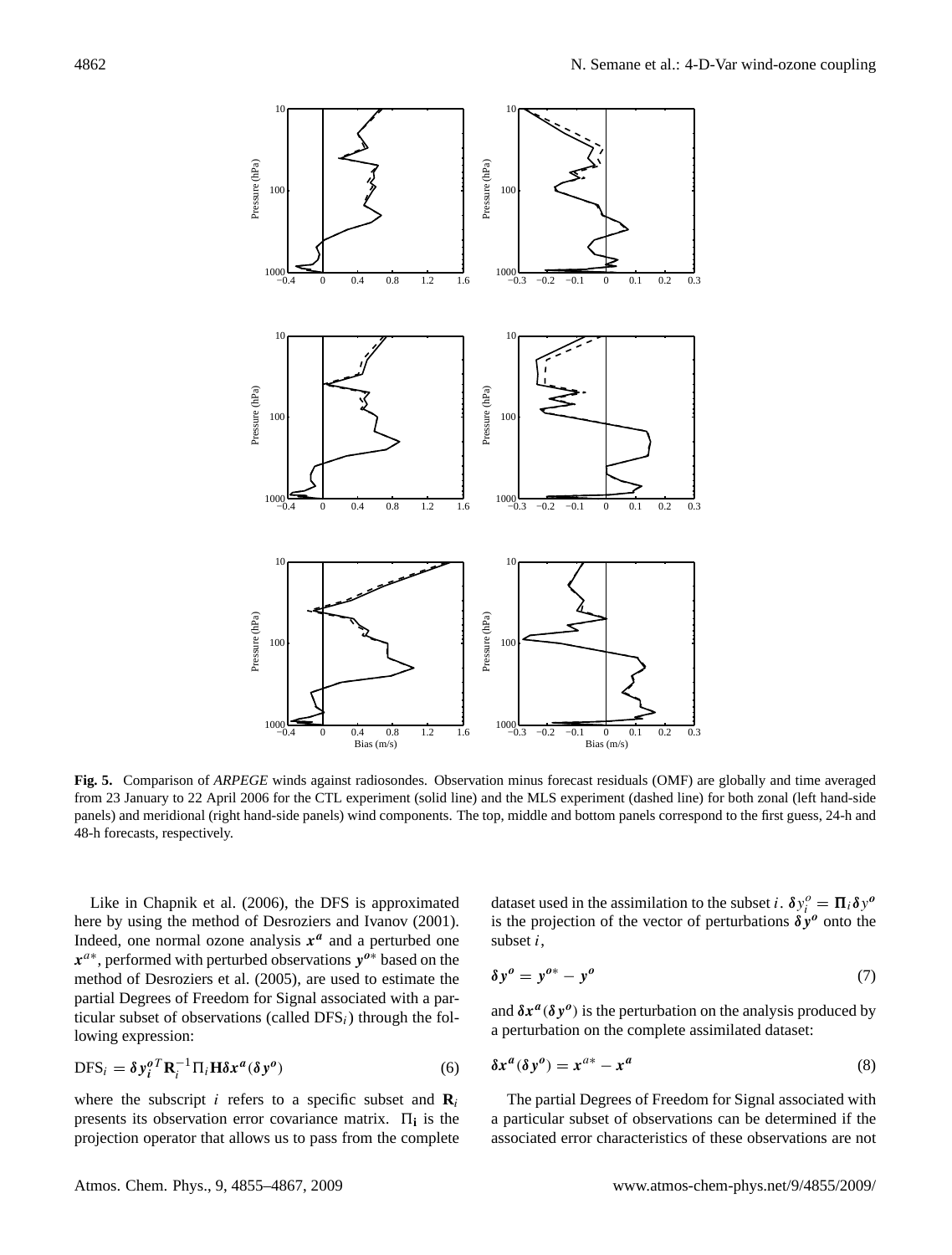**Fig. 5.** Comparison of *ARPEGE* winds against radiosondes. Observation minus forecast residuals (OMF) are globally and time averaged from 23 January to 22 April 2006 for the CTL experiment (solid line) and the MLS experiment (dashed line) for both zonal (left hand-side panels) and meridional (right hand-side panels) wind components. The top, middle and bottom panels correspond to the first guess, 24-h and 48-h forecasts, respectively.

Like in Chapnik et al. (2006), the DFS is approximated here by using the method of Desroziers and Ivanov (2001). Indeed, one normal ozone analysis $\boldsymbol{x^a}$ and a perturbed one $\boldsymbol{x}^{a*}$, performed with perturbed observations $\boldsymbol{y^{o*}}$ based on the method of Desroziers et al. (2005), are used to estimate the partial Degrees of Freedom for Signal associated with a particular subset of observations (called $\text{DFS}_i$) through the following expression:

$$\text{DFS}_i = \boldsymbol{\delta y_i^o}^T \mathbf{R}_i^{-1} \Pi_i \mathbf{H} \boldsymbol{\delta x^a}(\boldsymbol{\delta y^o}) \tag{6}$$

where the subscript $i$ refers to a specific subset and $\mathbf{R}_i$ presents its observation error covariance matrix. $\Pi_\mathbf{i}$ is the projection operator that allows us to pass from the complete dataset used in the assimilation to the subset $i$. $\boldsymbol{\delta} y_i^o = \boldsymbol{\Pi}_i \boldsymbol{\delta} y^{\boldsymbol{o}}$ is the projection of the vector of perturbations $\boldsymbol{\delta y^o}$ onto the subset $i$,

$$\boldsymbol{\delta y^o} = \boldsymbol{y^{o*}} - \boldsymbol{y^o} \tag{7}$$

and $\boldsymbol{\delta x^a}(\boldsymbol{\delta y^o})$ is the perturbation on the analysis produced by a perturbation on the complete assimilated dataset:

$$\boldsymbol{\delta x^a}(\boldsymbol{\delta y^o}) = \boldsymbol{x}^{a*} - \boldsymbol{x^a} \tag{8}$$

The partial Degrees of Freedom for Signal associated with a particular subset of observations can be determined if the associated error characteristics of these observations are not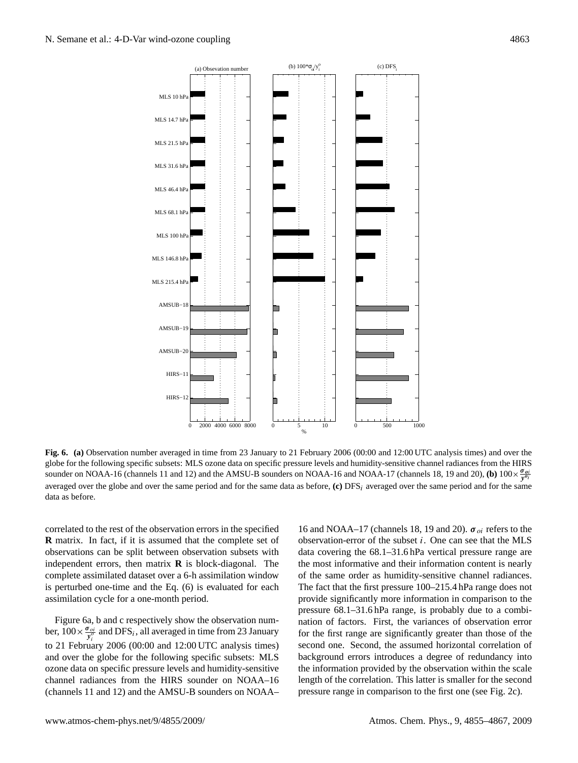**Fig. 6. (a)** Observation number averaged in time from 23 January to 21 February 2006 (00:00 and 12:00 UTC analysis times) and over the globe for the following specific subsets: MLS ozone data on specific pressure levels and humidity-sensitive channel radiances from the HIRS sounder on NOAA-16 (channels 11 and 12) and the AMSU-B sounders on NOAA-16 and NOAA-17 (channels 18, 19 and 20), **(b)** $100\times\frac{\boldsymbol{\sigma}_{oi}}{\boldsymbol{y}^{o}_{i}}$ averaged over the globe and over the same period and for the same data as before, **(c)** $\mathrm{DFS}_i$ averaged over the same period and for the same data as before.

correlated to the rest of the observation errors in the specified **R** matrix. In fact, if it is assumed that the complete set of observations can be split between observation subsets with independent errors, then matrix **R** is block-diagonal. The complete assimilated dataset over a 6-h assimilation window is perturbed one-time and the Eq. (6) is evaluated for each assimilation cycle for a one-month period.

Figure 6a, b and c respectively show the observation number, $100\times\frac{\boldsymbol{\sigma}_{oi}}{\boldsymbol{y}^{o}_{i}}$ and $\mathrm{DFS}_i$, all averaged in time from 23 January to 21 February 2006 (00:00 and 12:00 UTC analysis times) and over the globe for the following specific subsets: MLS ozone data on specific pressure levels and humidity-sensitive channel radiances from the HIRS sounder on NOAA–16 (channels 11 and 12) and the AMSU-B sounders on NOAA–16 and NOAA–17 (channels 18, 19 and 20). $\boldsymbol{\sigma}_{oi}$ refers to the observation-error of the subset $i$. One can see that the MLS data covering the 68.1–31.6 hPa vertical pressure range are the most informative and their information content is nearly of the same order as humidity-sensitive channel radiances. The fact that the first pressure 100–215.4 hPa range does not provide significantly more information in comparison to the pressure 68.1–31.6 hPa range, is probably due to a combination of factors. First, the variances of observation error for the first range are significantly greater than those of the second one. Second, the assumed horizontal correlation of background errors introduces a degree of redundancy into the information provided by the observation within the scale length of the correlation. This latter is smaller for the second pressure range in comparison to the first one (see Fig. 2c).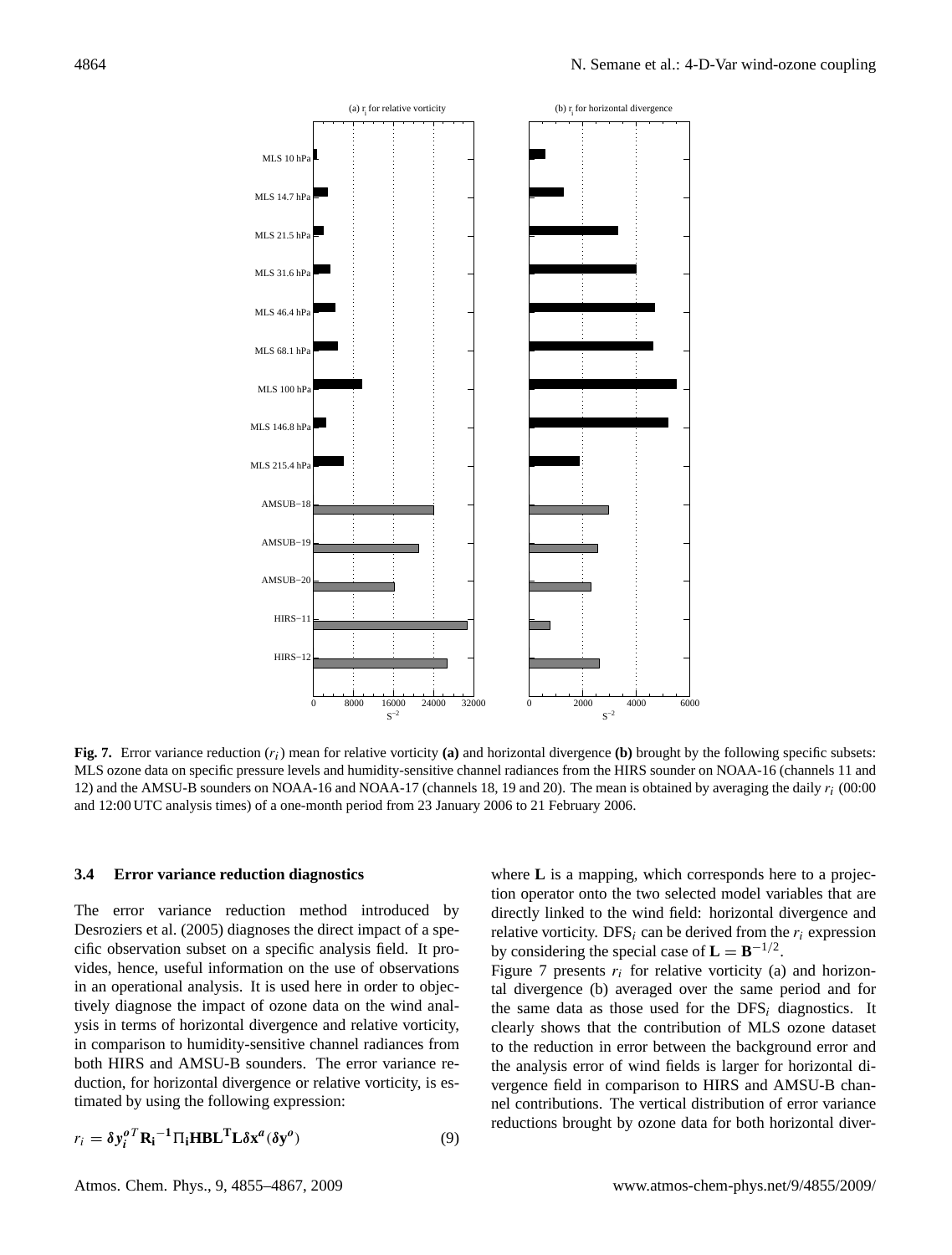**Fig. 7.** Error variance reduction ($r_i$) mean for relative vorticity **(a)** and horizontal divergence **(b)** brought by the following specific subsets: MLS ozone data on specific pressure levels and humidity-sensitive channel radiances from the HIRS sounder on NOAA-16 (channels 11 and 12) and the AMSU-B sounders on NOAA-16 and NOAA-17 (channels 18, 19 and 20). The mean is obtained by averaging the daily $r_i$ (00:00 and 12:00 UTC analysis times) of a one-month period from 23 January 2006 to 21 February 2006.

### 3.4 Error variance reduction diagnostics

The error variance reduction method introduced by Desroziers et al. (2005) diagnoses the direct impact of a specific observation subset on a specific analysis field. It provides, hence, useful information on the use of observations in an operational analysis. It is used here in order to objectively diagnose the impact of ozone data on the wind analysis in terms of horizontal divergence and relative vorticity, in comparison to humidity-sensitive channel radiances from both HIRS and AMSU-B sounders. The error variance reduction, for horizontal divergence or relative vorticity, is estimated by using the following expression:

$$r_i = \boldsymbol{\delta y_i^o}^T \mathbf{R_i}^{-1} \Pi_\mathbf{i} \mathbf{H} \mathbf{B} \mathbf{L}^\mathbf{T} \mathbf{L} \boldsymbol{\delta x^a}(\boldsymbol{\delta y^o}) \quad (9)$$

where $\mathbf{L}$ is a mapping, which corresponds here to a projection operator onto the two selected model variables that are directly linked to the wind field: horizontal divergence and relative vorticity. $\mathrm{DFS}_i$ can be derived from the $r_i$ expression by considering the special case of $\mathbf{L} = \mathbf{B}^{-1/2}$.

Figure 7 presents $r_i$ for relative vorticity (a) and horizontal divergence (b) averaged over the same period and for the same data as those used for the $\mathrm{DFS}_i$ diagnostics. It clearly shows that the contribution of MLS ozone dataset to the reduction in error between the background error and the analysis error of wind fields is larger for horizontal divergence field in comparison to HIRS and AMSU-B channel contributions. The vertical distribution of error variance reductions brought by ozone data for both horizontal diver-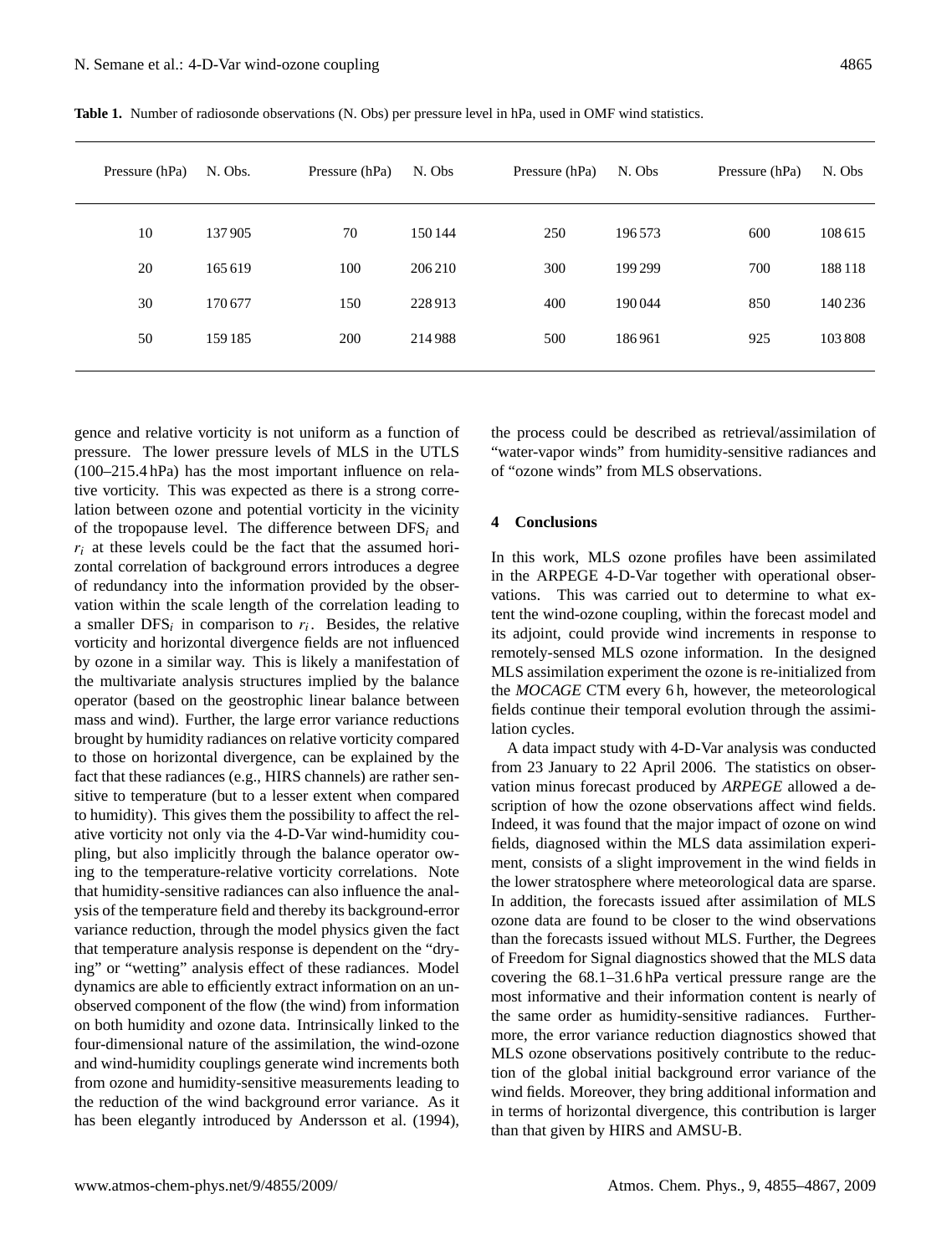**Table 1.** Number of radiosonde observations (N. Obs) per pressure level in hPa, used in OMF wind statistics.

| Pressure (hPa) | N. Obs. | Pressure (hPa) | N. Obs | Pressure (hPa) | N. Obs | Pressure (hPa) | N. Obs |
|---|---|---|---|---|---|---|---|
| 10 | 137 905 | 70 | 150 144 | 250 | 196 573 | 600 | 108 615 |
| 20 | 165 619 | 100 | 206 210 | 300 | 199 299 | 700 | 188 118 |
| 30 | 170 677 | 150 | 228 913 | 400 | 190 044 | 850 | 140 236 |
| 50 | 159 185 | 200 | 214 988 | 500 | 186 961 | 925 | 103 808 |

gence and relative vorticity is not uniform as a function of pressure. The lower pressure levels of MLS in the UTLS (100–215.4 hPa) has the most important influence on relative vorticity. This was expected as there is a strong correlation between ozone and potential vorticity in the vicinity of the tropopause level. The difference between $\mathrm{DFS}_i$ and $r_i$ at these levels could be the fact that the assumed horizontal correlation of background errors introduces a degree of redundancy into the information provided by the observation within the scale length of the correlation leading to a smaller $\mathrm{DFS}_i$ in comparison to $r_i$. Besides, the relative vorticity and horizontal divergence fields are not influenced by ozone in a similar way. This is likely a manifestation of the multivariate analysis structures implied by the balance operator (based on the geostrophic linear balance between mass and wind). Further, the large error variance reductions brought by humidity radiances on relative vorticity compared to those on horizontal divergence, can be explained by the fact that these radiances (e.g., HIRS channels) are rather sensitive to temperature (but to a lesser extent when compared to humidity). This gives them the possibility to affect the relative vorticity not only via the 4-D-Var wind-humidity coupling, but also implicitly through the balance operator owing to the temperature-relative vorticity correlations. Note that humidity-sensitive radiances can also influence the analysis of the temperature field and thereby its background-error variance reduction, through the model physics given the fact that temperature analysis response is dependent on the "drying" or "wetting" analysis effect of these radiances. Model dynamics are able to efficiently extract information on an unobserved component of the flow (the wind) from information on both humidity and ozone data. Intrinsically linked to the four-dimensional nature of the assimilation, the wind-ozone and wind-humidity couplings generate wind increments both from ozone and humidity-sensitive measurements leading to the reduction of the wind background error variance. As it has been elegantly introduced by Andersson et al. (1994), the process could be described as retrieval/assimilation of "water-vapor winds" from humidity-sensitive radiances and of "ozone winds" from MLS observations.

## 4 Conclusions

In this work, MLS ozone profiles have been assimilated in the ARPEGE 4-D-Var together with operational observations. This was carried out to determine to what extent the wind-ozone coupling, within the forecast model and its adjoint, could provide wind increments in response to remotely-sensed MLS ozone information. In the designed MLS assimilation experiment the ozone is re-initialized from the *MOCAGE* CTM every 6 h, however, the meteorological fields continue their temporal evolution through the assimilation cycles.

A data impact study with 4-D-Var analysis was conducted from 23 January to 22 April 2006. The statistics on observation minus forecast produced by *ARPEGE* allowed a description of how the ozone observations affect wind fields. Indeed, it was found that the major impact of ozone on wind fields, diagnosed within the MLS data assimilation experiment, consists of a slight improvement in the wind fields in the lower stratosphere where meteorological data are sparse. In addition, the forecasts issued after assimilation of MLS ozone data are found to be closer to the wind observations than the forecasts issued without MLS. Further, the Degrees of Freedom for Signal diagnostics showed that the MLS data covering the 68.1–31.6 hPa vertical pressure range are the most informative and their information content is nearly of the same order as humidity-sensitive radiances. Furthermore, the error variance reduction diagnostics showed that MLS ozone observations positively contribute to the reduction of the global initial background error variance of the wind fields. Moreover, they bring additional information and in terms of horizontal divergence, this contribution is larger than that given by HIRS and AMSU-B.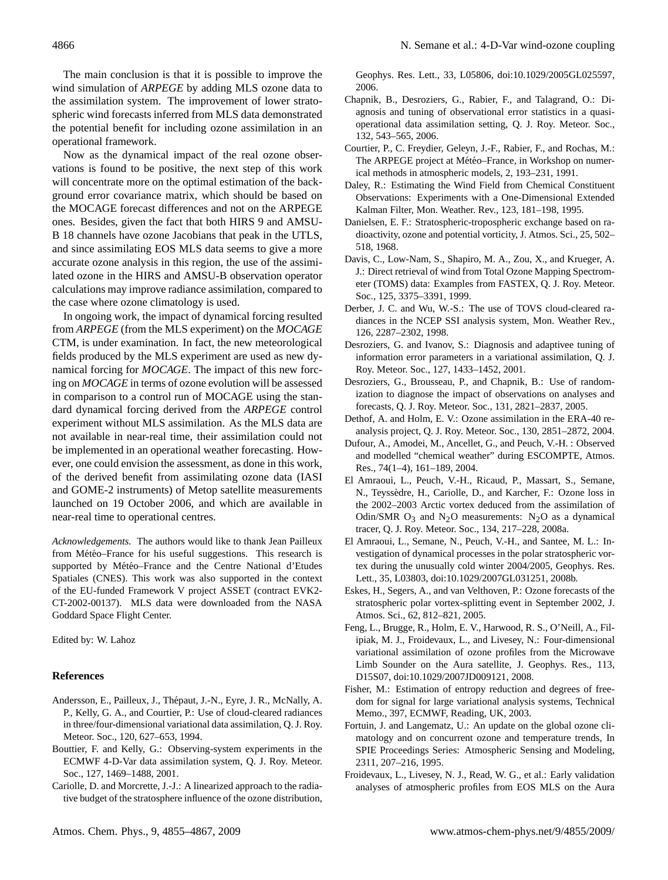The main conclusion is that it is possible to improve the wind simulation of *ARPEGE* by adding MLS ozone data to the assimilation system. The improvement of lower stratospheric wind forecasts inferred from MLS data demonstrated the potential benefit for including ozone assimilation in an operational framework.

Now as the dynamical impact of the real ozone observations is found to be positive, the next step of this work will concentrate more on the optimal estimation of the background error covariance matrix, which should be based on the MOCAGE forecast differences and not on the ARPEGE ones. Besides, given the fact that both HIRS 9 and AMSU-B 18 channels have ozone Jacobians that peak in the UTLS, and since assimilating EOS MLS data seems to give a more accurate ozone analysis in this region, the use of the assimilated ozone in the HIRS and AMSU-B observation operator calculations may improve radiance assimilation, compared to the case where ozone climatology is used.

In ongoing work, the impact of dynamical forcing resulted from *ARPEGE* (from the MLS experiment) on the *MOCAGE* CTM, is under examination. In fact, the new meteorological fields produced by the MLS experiment are used as new dynamical forcing for *MOCAGE*. The impact of this new forcing on *MOCAGE* in terms of ozone evolution will be assessed in comparison to a control run of MOCAGE using the standard dynamical forcing derived from the *ARPEGE* control experiment without MLS assimilation. As the MLS data are not available in near-real time, their assimilation could not be implemented in an operational weather forecasting. However, one could envision the assessment, as done in this work, of the derived benefit from assimilating ozone data (IASI and GOME-2 instruments) of Metop satellite measurements launched on 19 October 2006, and which are available in near-real time to operational centres.

*Acknowledgements.* The authors would like to thank Jean Pailleux from Météo–France for his useful suggestions. This research is supported by Météo–France and the Centre National d'Etudes Spatiales (CNES). This work was also supported in the context of the EU-funded Framework V project ASSET (contract EVK2-CT-2002-00137). MLS data were downloaded from the NASA Goddard Space Flight Center.

Edited by: W. Lahoz

## References

Andersson, E., Pailleux, J., Thépaut, J.-N., Eyre, J. R., McNally, A. P., Kelly, G. A., and Courtier, P.: Use of cloud-cleared radiances in three/four-dimensional variational data assimilation, Q. J. Roy. Meteor. Soc., 120, 627–653, 1994.

Bouttier, F. and Kelly, G.: Observing-system experiments in the ECMWF 4-D-Var data assimilation system, Q. J. Roy. Meteor. Soc., 127, 1469–1488, 2001.

Cariolle, D. and Morcrette, J.-J.: A linearized approach to the radiative budget of the stratosphere influence of the ozone distribution, Geophys. Res. Lett., 33, L05806, doi:10.1029/2005GL025597, 2006.

Chapnik, B., Desroziers, G., Rabier, F., and Talagrand, O.: Diagnosis and tuning of observational error statistics in a quasi-operational data assimilation setting, Q. J. Roy. Meteor. Soc., 132, 543–565, 2006.

Courtier, P., C. Freydier, Geleyn, J.-F., Rabier, F., and Rochas, M.: The ARPEGE project at Météo–France, in Workshop on numerical methods in atmospheric models, 2, 193–231, 1991.

Daley, R.: Estimating the Wind Field from Chemical Constituent Observations: Experiments with a One-Dimensional Extended Kalman Filter, Mon. Weather. Rev., 123, 181–198, 1995.

Danielsen, E. F.: Stratospheric-tropospheric exchange based on radioactivity, ozone and potential vorticity, J. Atmos. Sci., 25, 502–518, 1968.

Davis, C., Low-Nam, S., Shapiro, M. A., Zou, X., and Krueger, A. J.: Direct retrieval of wind from Total Ozone Mapping Spectrometer (TOMS) data: Examples from FASTEX, Q. J. Roy. Meteor. Soc., 125, 3375–3391, 1999.

Derber, J. C. and Wu, W.-S.: The use of TOVS cloud-cleared radiances in the NCEP SSI analysis system, Mon. Weather Rev., 126, 2287–2302, 1998.

Desroziers, G. and Ivanov, S.: Diagnosis and adaptivee tuning of information error parameters in a variational assimilation, Q. J. Roy. Meteor. Soc., 127, 1433–1452, 2001.

Desroziers, G., Brousseau, P., and Chapnik, B.: Use of randomization to diagnose the impact of observations on analyses and forecasts, Q. J. Roy. Meteor. Soc., 131, 2821–2837, 2005.

Dethof, A. and Holm, E. V.: Ozone assimilation in the ERA-40 reanalysis project, Q. J. Roy. Meteor. Soc., 130, 2851–2872, 2004.

Dufour, A., Amodei, M., Ancellet, G., and Peuch, V.-H. : Observed and modelled "chemical weather" during ESCOMPTE, Atmos. Res., 74(1–4), 161–189, 2004.

El Amraoui, L., Peuch, V.-H., Ricaud, P., Massart, S., Semane, N., Teyssèdre, H., Cariolle, D., and Karcher, F.: Ozone loss in the 2002–2003 Arctic vortex deduced from the assimilation of Odin/SMR $O_3$ and $N_2O$ measurements: $N_2O$ as a dynamical tracer, Q. J. Roy. Meteor. Soc., 134, 217–228, 2008a.

El Amraoui, L., Semane, N., Peuch, V.-H., and Santee, M. L.: Investigation of dynamical processes in the polar stratospheric vortex during the unusually cold winter 2004/2005, Geophys. Res. Lett., 35, L03803, doi:10.1029/2007GL031251, 2008b.

Eskes, H., Segers, A., and van Velthoven, P.: Ozone forecasts of the stratospheric polar vortex-splitting event in September 2002, J. Atmos. Sci., 62, 812–821, 2005.

Feng, L., Brugge, R., Holm, E. V., Harwood, R. S., O'Neill, A., Filipiak, M. J., Froidevaux, L., and Livesey, N.: Four-dimensional variational assimilation of ozone profiles from the Microwave Limb Sounder on the Aura satellite, J. Geophys. Res., 113, D15S07, doi:10.1029/2007JD009121, 2008.

Fisher, M.: Estimation of entropy reduction and degrees of freedom for signal for large variational analysis systems, Technical Memo., 397, ECMWF, Reading, UK, 2003.

Fortuin, J. and Langematz, U.: An update on the global ozone climatology and on concurrent ozone and temperature trends, In SPIE Proceedings Series: Atmospheric Sensing and Modeling, 2311, 207–216, 1995.

Froidevaux, L., Livesey, N. J., Read, W. G., et al.: Early validation analyses of atmospheric profiles from EOS MLS on the Aura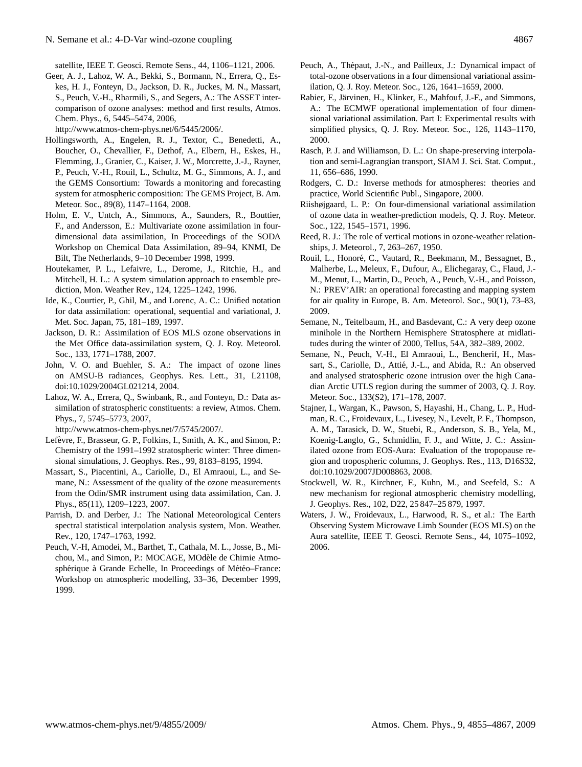satellite, IEEE T. Geosci. Remote Sens., 44, 1106–1121, 2006.

Geer, A. J., Lahoz, W. A., Bekki, S., Bormann, N., Errera, Q., Eskes, H. J., Fonteyn, D., Jackson, D. R., Juckes, M. N., Massart, S., Peuch, V.-H., Rharmili, S., and Segers, A.: The ASSET intercomparison of ozone analyses: method and first results, Atmos. Chem. Phys., 6, 5445–5474, 2006, http://www.atmos-chem-phys.net/6/5445/2006/.

Hollingsworth, A., Engelen, R. J., Textor, C., Benedetti, A., Boucher, O., Chevallier, F., Dethof, A., Elbern, H., Eskes, H., Flemming, J., Granier, C., Kaiser, J. W., Morcrette, J.-J., Rayner, P., Peuch, V.-H., Rouil, L., Schultz, M. G., Simmons, A. J., and the GEMS Consortium: Towards a monitoring and forecasting system for atmospheric composition: The GEMS Project, B. Am. Meteor. Soc., 89(8), 1147–1164, 2008.

Holm, E. V., Untch, A., Simmons, A., Saunders, R., Bouttier, F., and Andersson, E.: Multivariate ozone assimilation in four-dimensional data assimilation, In Proceedings of the SODA Workshop on Chemical Data Assimilation, 89–94, KNMI, De Bilt, The Netherlands, 9–10 December 1998, 1999.

Houtekamer, P. L., Lefaivre, L., Derome, J., Ritchie, H., and Mitchell, H. L.: A system simulation approach to ensemble prediction, Mon. Weather Rev., 124, 1225–1242, 1996.

Ide, K., Courtier, P., Ghil, M., and Lorenc, A. C.: Unified notation for data assimilation: operational, sequential and variational, J. Met. Soc. Japan, 75, 181–189, 1997.

Jackson, D. R.: Assimilation of EOS MLS ozone observations in the Met Office data-assimilation system, Q. J. Roy. Meteorol. Soc., 133, 1771–1788, 2007.

John, V. O. and Buehler, S. A.: The impact of ozone lines on AMSU-B radiances, Geophys. Res. Lett., 31, L21108, doi:10.1029/2004GL021214, 2004.

Lahoz, W. A., Errera, Q., Swinbank, R., and Fonteyn, D.: Data assimilation of stratospheric constituents: a review, Atmos. Chem. Phys., 7, 5745–5773, 2007, http://www.atmos-chem-phys.net/7/5745/2007/.

Lefèvre, F., Brasseur, G. P., Folkins, I., Smith, A. K., and Simon, P.: Chemistry of the 1991–1992 stratospheric winter: Three dimensional simulations, J. Geophys. Res., 99, 8183–8195, 1994.

Massart, S., Piacentini, A., Cariolle, D., El Amraoui, L., and Semane, N.: Assessment of the quality of the ozone measurements from the Odin/SMR instrument using data assimilation, Can. J. Phys., 85(11), 1209–1223, 2007.

Parrish, D. and Derber, J.: The National Meteorological Centers spectral statistical interpolation analysis system, Mon. Weather. Rev., 120, 1747–1763, 1992.

Peuch, V.-H, Amodei, M., Barthet, T., Cathala, M. L., Josse, B., Michou, M., and Simon, P.: MOCAGE, MOdèle de Chimie Atmosphérique à Grande Echelle, In Proceedings of Météo–France: Workshop on atmospheric modelling, 33–36, December 1999, 1999.

Peuch, A., Thépaut, J.-N., and Pailleux, J.: Dynamical impact of total-ozone observations in a four dimensional variational assimilation, Q. J. Roy. Meteor. Soc., 126, 1641–1659, 2000.

Rabier, F., Järvinen, H., Klinker, E., Mahfouf, J.-F., and Simmons, A.: The ECMWF operational implementation of four dimensional variational assimilation. Part I: Experimental results with simplified physics, Q. J. Roy. Meteor. Soc., 126, 1143–1170, 2000.

Rasch, P. J. and Williamson, D. L.: On shape-preserving interpolation and semi-Lagrangian transport, SIAM J. Sci. Stat. Comput., 11, 656–686, 1990.

Rodgers, C. D.: Inverse methods for atmospheres: theories and practice, World Scientific Publ., Singapore, 2000.

Riishøjgaard, L. P.: On four-dimensional variational assimilation of ozone data in weather-prediction models, Q. J. Roy. Meteor. Soc., 122, 1545–1571, 1996.

Reed, R. J.: The role of vertical motions in ozone-weather relationships, J. Meteorol., 7, 263–267, 1950.

Rouil, L., Honoré, C., Vautard, R., Beekmann, M., Bessagnet, B., Malherbe, L., Meleux, F., Dufour, A., Elichegaray, C., Flaud, J.-M., Menut, L., Martin, D., Peuch, A., Peuch, V.-H., and Poisson, N.: PREV'AIR: an operational forecasting and mapping system for air quality in Europe, B. Am. Meteorol. Soc., 90(1), 73–83, 2009.

Semane, N., Teitelbaum, H., and Basdevant, C.: A very deep ozone minihole in the Northern Hemisphere Stratosphere at midlatitudes during the winter of 2000, Tellus, 54A, 382–389, 2002.

Semane, N., Peuch, V.-H., El Amraoui, L., Bencherif, H., Massart, S., Cariolle, D., Attié, J.-L., and Abida, R.: An observed and analysed stratospheric ozone intrusion over the high Canadian Arctic UTLS region during the summer of 2003, Q. J. Roy. Meteor. Soc., 133(S2), 171–178, 2007.

Stajner, I., Wargan, K., Pawson, S, Hayashi, H., Chang, L. P., Hudman, R. C., Froidevaux, L., Livesey, N., Levelt, P. F., Thompson, A. M., Tarasick, D. W., Stuebi, R., Anderson, S. B., Yela, M., Koenig-Langlo, G., Schmidlin, F. J., and Witte, J. C.: Assimilated ozone from EOS-Aura: Evaluation of the tropopause region and tropospheric columns, J. Geophys. Res., 113, D16S32, doi:10.1029/2007JD008863, 2008.

Stockwell, W. R., Kirchner, F., Kuhn, M., and Seefeld, S.: A new mechanism for regional atmospheric chemistry modelling, J. Geophys. Res., 102, D22, 25 847–25 879, 1997.

Waters, J. W., Froidevaux, L., Harwood, R. S., et al.: The Earth Observing System Microwave Limb Sounder (EOS MLS) on the Aura satellite, IEEE T. Geosci. Remote Sens., 44, 1075–1092, 2006.